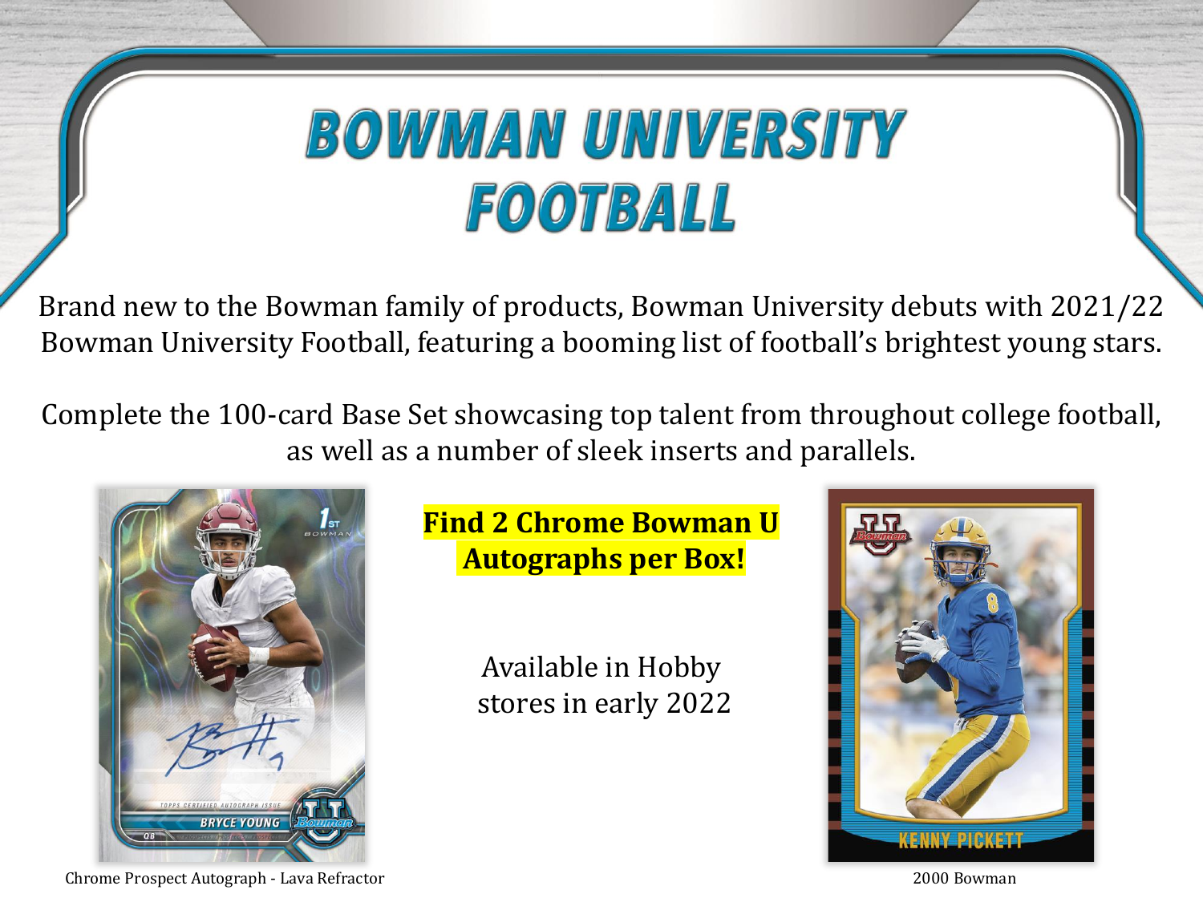# BOWMAN UNIVERSITY FOOTBALL

Brand new to the Bowman family of products, Bowman University debuts with 2021/22 Bowman University Football, featuring a booming list of football's brightest young stars.

Complete the 100-card Base Set showcasing top talent from throughout college football, as well as a number of sleek inserts and parallels.

**Find 2 Chrome Bowman U Autographs per Box!**

Available in Hobby stores in early 2022

Chrome Prospect Autograph - Lava Refractor

2000 Bowman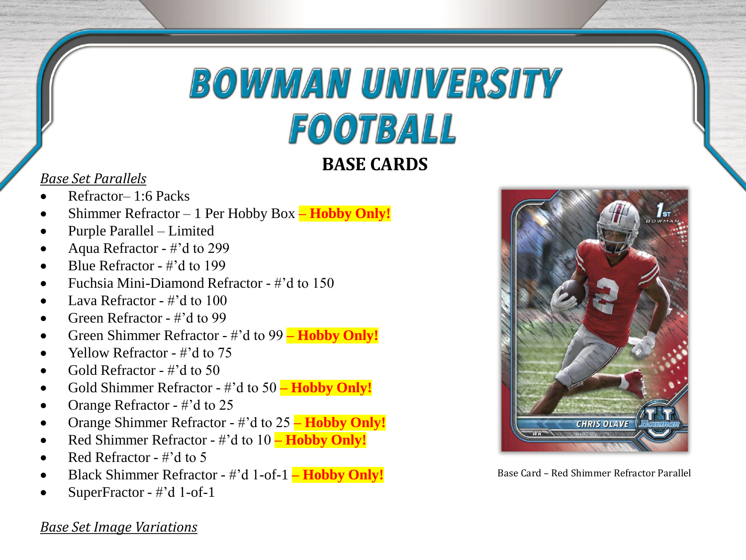# BOWMAN UNIVERSITY FOOTBALL

## BASE CARDS

*Base Set Parallels*

- Refractor– 1:6 Packs
- Shimmer Refractor – 1 Per Hobby Box **– Hobby Only!**
- Purple Parallel – Limited
- Aqua Refractor - #'d to 299
- Blue Refractor - #'d to 199
- Fuchsia Mini-Diamond Refractor - #'d to 150
- Lava Refractor - #'d to 100
- Green Refractor - #'d to 99
- Green Shimmer Refractor - #'d to 99 **– Hobby Only!**
- Yellow Refractor - #'d to 75
- Gold Refractor - #'d to 50
- Gold Shimmer Refractor - #'d to 50 **– Hobby Only!**
- Orange Refractor - #'d to 25
- Orange Shimmer Refractor - #'d to 25 **– Hobby Only!**
- Red Shimmer Refractor - #'d to 10 **– Hobby Only!**
- Red Refractor - #'d to 5
- Black Shimmer Refractor - #'d 1-of-1 **– Hobby Only!**
- SuperFractor - #'d 1-of-1

Base Card – Red Shimmer Refractor Parallel

*Base Set Image Variations*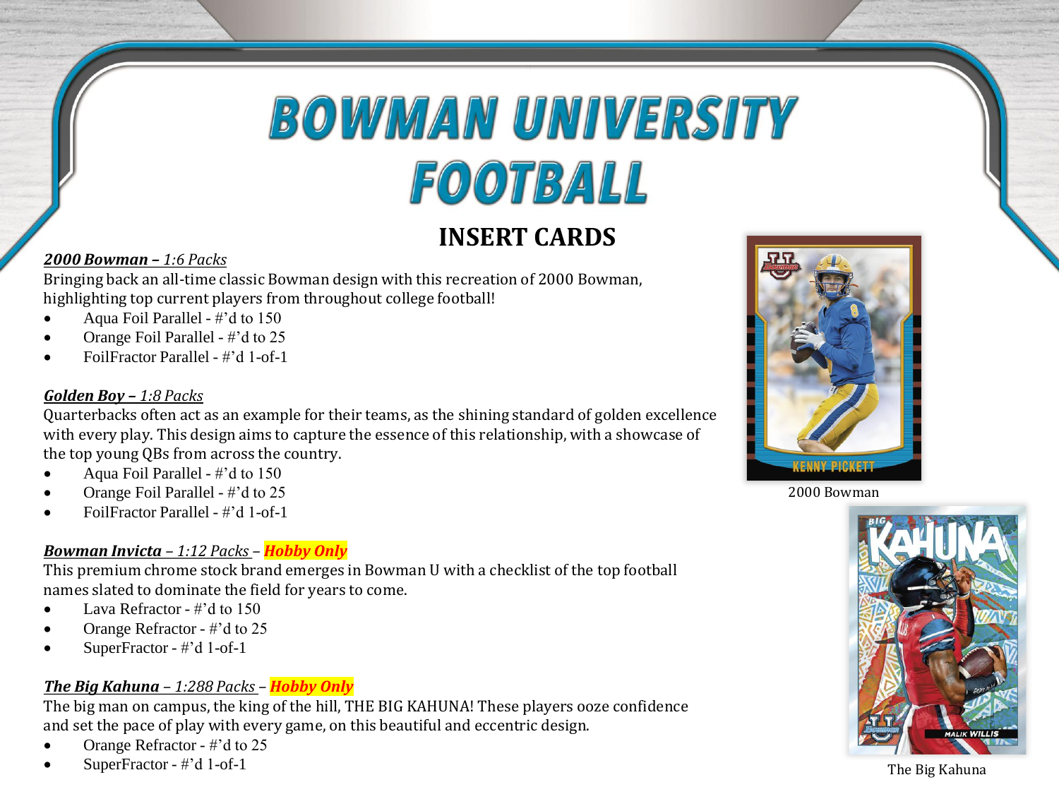# BOWMAN UNIVERSITY FOOTBALL

## INSERT CARDS

***2000 Bowman** – 1:6 Packs*

Bringing back an all-time classic Bowman design with this recreation of 2000 Bowman, highlighting top current players from throughout college football!

- Aqua Foil Parallel - #'d to 150
- Orange Foil Parallel - #'d to 25
- FoilFractor Parallel - #'d 1-of-1

***Golden Boy** – 1:8 Packs*

Quarterbacks often act as an example for their teams, as the shining standard of golden excellence with every play. This design aims to capture the essence of this relationship, with a showcase of the top young QBs from across the country.

- Aqua Foil Parallel - #'d to 150
- Orange Foil Parallel - #'d to 25
- FoilFractor Parallel - #'d 1-of-1

***Bowman Invicta** – 1:12 Packs* – ***Hobby Only***

This premium chrome stock brand emerges in Bowman U with a checklist of the top football names slated to dominate the field for years to come.

- Lava Refractor - #'d to 150
- Orange Refractor - #'d to 25
- SuperFractor - #'d 1-of-1

***The Big Kahuna** – 1:288 Packs* – ***Hobby Only***

The big man on campus, the king of the hill, THE BIG KAHUNA! These players ooze confidence and set the pace of play with every game, on this beautiful and eccentric design.

- Orange Refractor - #'d to 25
- SuperFractor - #'d 1-of-1

2000 Bowman

The Big Kahuna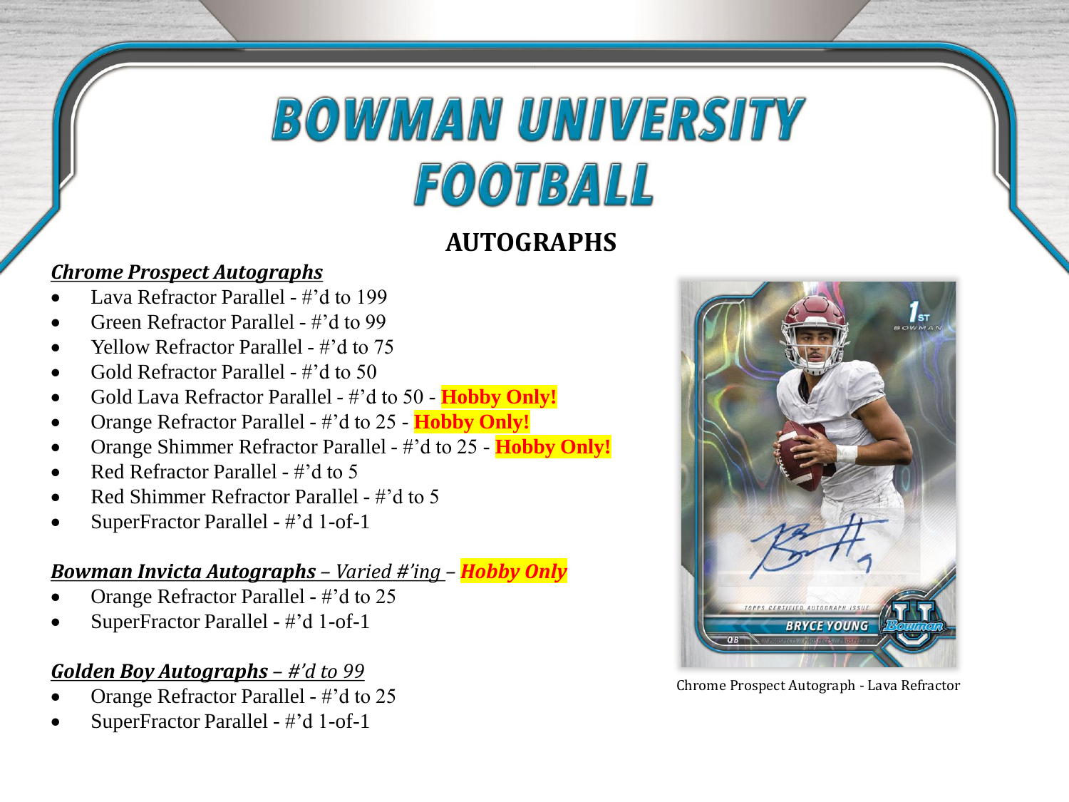# BOWMAN UNIVERSITY FOOTBALL

## AUTOGRAPHS

***Chrome Prospect Autographs***

- Lava Refractor Parallel - #'d to 199
- Green Refractor Parallel - #'d to 99
- Yellow Refractor Parallel - #'d to 75
- Gold Refractor Parallel - #'d to 50
- Gold Lava Refractor Parallel - #'d to 50 - **Hobby Only!**
- Orange Refractor Parallel - #'d to 25 - **Hobby Only!**
- Orange Shimmer Refractor Parallel - #'d to 25 - **Hobby Only!**
- Red Refractor Parallel - #'d to 5
- Red Shimmer Refractor Parallel - #'d to 5
- SuperFractor Parallel - #'d 1-of-1

***Bowman Invicta Autographs*** – *Varied #'ing* – ***Hobby Only***

- Orange Refractor Parallel - #'d to 25
- SuperFractor Parallel - #'d 1-of-1

***Golden Boy Autographs*** – *#'d to 99*

- Orange Refractor Parallel - #'d to 25
- SuperFractor Parallel - #'d 1-of-1

Chrome Prospect Autograph - Lava Refractor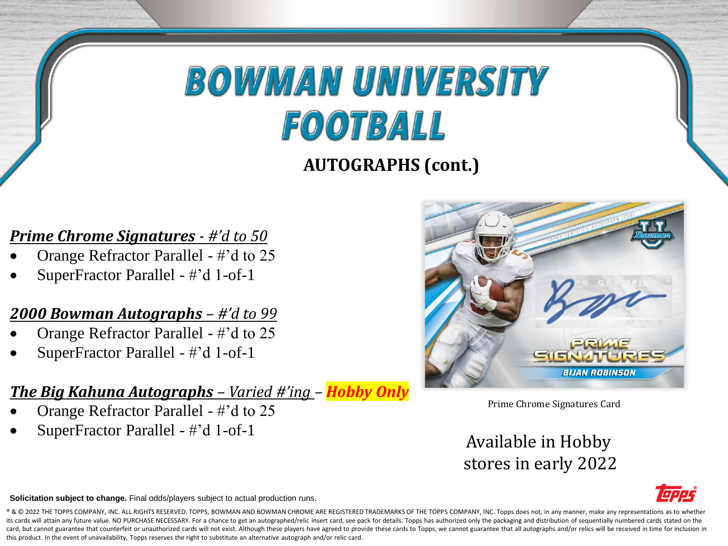# BOWMAN UNIVERSITY FOOTBALL

## AUTOGRAPHS (cont.)

***Prime Chrome Signatures*** *- #'d to 50*

- Orange Refractor Parallel - #'d to 25
- SuperFractor Parallel - #'d 1-of-1

***2000 Bowman Autographs*** *– #'d to 99*

- Orange Refractor Parallel - #'d to 25
- SuperFractor Parallel - #'d 1-of-1

***The Big Kahuna Autographs*** *– Varied #'ing –* ***Hobby Only***

- Orange Refractor Parallel - #'d to 25
- SuperFractor Parallel - #'d 1-of-1

Prime Chrome Signatures Card

Available in Hobby stores in early 2022

**Solicitation subject to change.** Final odds/players subject to actual production runs.

® & © 2022 THE TOPPS COMPANY, INC. ALL RIGHTS RESERVED. TOPPS, BOWMAN AND BOWMAN CHROME ARE REGISTERED TRADEMARKS OF THE TOPPS COMPANY, INC. Topps does not, in any manner, make any representations as to whether its cards will attain any future value. NO PURCHASE NECESSARY. For a chance to get an autographed/relic insert card, see pack for details. Topps has authorized only the packaging and distribution of sequentially numbered cards stated on the card, but cannot guarantee that counterfeit or unauthorized cards will not exist. Although these players have agreed to provide these cards to Topps, we cannot guarantee that all autographs and/or relics will be received in time for inclusion in this product. In the event of unavailability, Topps reserves the right to substitute an alternative autograph and/or relic card.